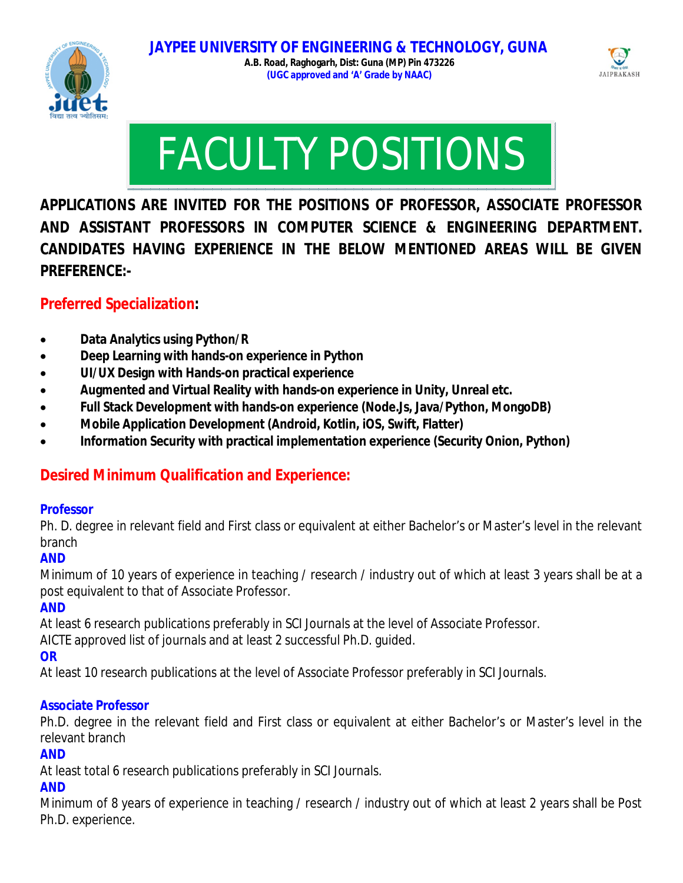# JAYPEE UNIVERSITY OF ENGINEERING & TECHNOLOGY, GUNA

**A.B. Road, Raghogarh, Dist: Guna (MP) Pin 473226**

**(UGC approved and 'A' Grade by NAAC)**

# FACULTY POSITIONS

**APPLICATIONS ARE INVITED FOR THE POSITIONS OF PROFESSOR, ASSOCIATE PROFESSOR AND ASSISTANT PROFESSORS IN COMPUTER SCIENCE & ENGINEERING DEPARTMENT. CANDIDATES HAVING EXPERIENCE IN THE BELOW MENTIONED AREAS WILL BE GIVEN PREFERENCE:-**

## Preferred Specialization:

- **Data Analytics using Python/R**
- **Deep Learning with hands-on experience in Python**
- **UI/UX Design with Hands-on practical experience**
- **Augmented and Virtual Reality with hands-on experience in Unity, Unreal etc.**
- **Full Stack Development with hands-on experience (Node.Js, Java/Python, MongoDB)**
- **Mobile Application Development (Android, Kotlin, iOS, Swift, Flatter)**
- **Information Security with practical implementation experience (Security Onion, Python)**

## Desired Minimum Qualification and Experience:

### Professor

Ph. D. degree in relevant field and First class or equivalent at either Bachelor's or Master's level in the relevant branch

**AND**

Minimum of 10 years of experience in teaching / research / industry out of which at least 3 years shall be at a post equivalent to that of Associate Professor.

**AND**

At least 6 research publications preferably in SCI Journals at the level of Associate Professor.
AICTE approved list of journals and at least 2 successful Ph.D. guided.

**OR**

At least 10 research publications at the level of Associate Professor preferably in SCI Journals.

### Associate Professor

Ph.D. degree in the relevant field and First class or equivalent at either Bachelor's or Master's level in the relevant branch

**AND**

At least total 6 research publications preferably in SCI Journals.

**AND**

Minimum of 8 years of experience in teaching / research / industry out of which at least 2 years shall be Post Ph.D. experience.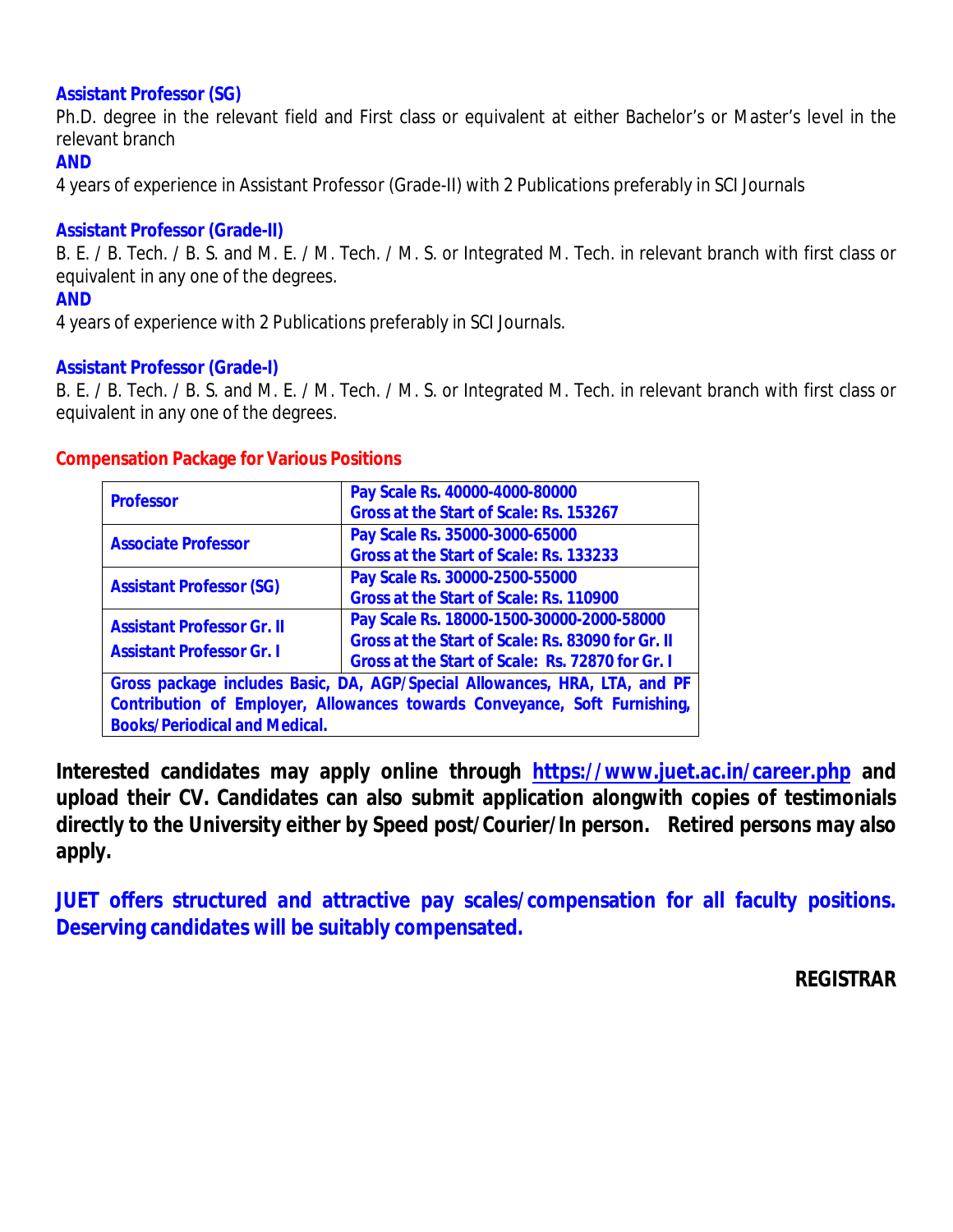### Assistant Professor (SG)

Ph.D. degree in the relevant field and First class or equivalent at either Bachelor's or Master's level in the relevant branch

**AND**

4 years of experience in Assistant Professor (Grade-II) with 2 Publications preferably in SCI Journals

### Assistant Professor (Grade-II)

B. E. / B. Tech. / B. S. and M. E. / M. Tech. / M. S. or Integrated M. Tech. in relevant branch with first class or equivalent in any one of the degrees.

**AND**

4 years of experience with 2 Publications preferably in SCI Journals.

### Assistant Professor (Grade-I)

B. E. / B. Tech. / B. S. and M. E. / M. Tech. / M. S. or Integrated M. Tech. in relevant branch with first class or equivalent in any one of the degrees.

### Compensation Package for Various Positions

| | |
|---|---|
| **Professor** | **Pay Scale Rs. 40000-4000-80000**<br>**Gross at the Start of Scale: Rs. 153267** |
| **Associate Professor** | **Pay Scale Rs. 35000-3000-65000**<br>**Gross at the Start of Scale: Rs. 133233** |
| **Assistant Professor (SG)** | **Pay Scale Rs. 30000-2500-55000**<br>**Gross at the Start of Scale: Rs. 110900** |
| **Assistant Professor Gr. II**<br>**Assistant Professor Gr. I** | **Pay Scale Rs. 18000-1500-30000-2000-58000**<br>**Gross at the Start of Scale: Rs. 83090 for Gr. II**<br>**Gross at the Start of Scale: Rs. 72870 for Gr. I** |
| **Gross package includes Basic, DA, AGP/Special Allowances, HRA, LTA, and PF Contribution of Employer, Allowances towards Conveyance, Soft Furnishing, Books/Periodical and Medical.** | |

**Interested candidates may apply online through [https://www.juet.ac.in/career.php](https://www.juet.ac.in/career.php) and upload their CV. Candidates can also submit application alongwith copies of testimonials directly to the University either by Speed post/Courier/In person. Retired persons may also apply.**

**JUET offers structured and attractive pay scales/compensation for all faculty positions. Deserving candidates will be suitably compensated.**

**REGISTRAR**